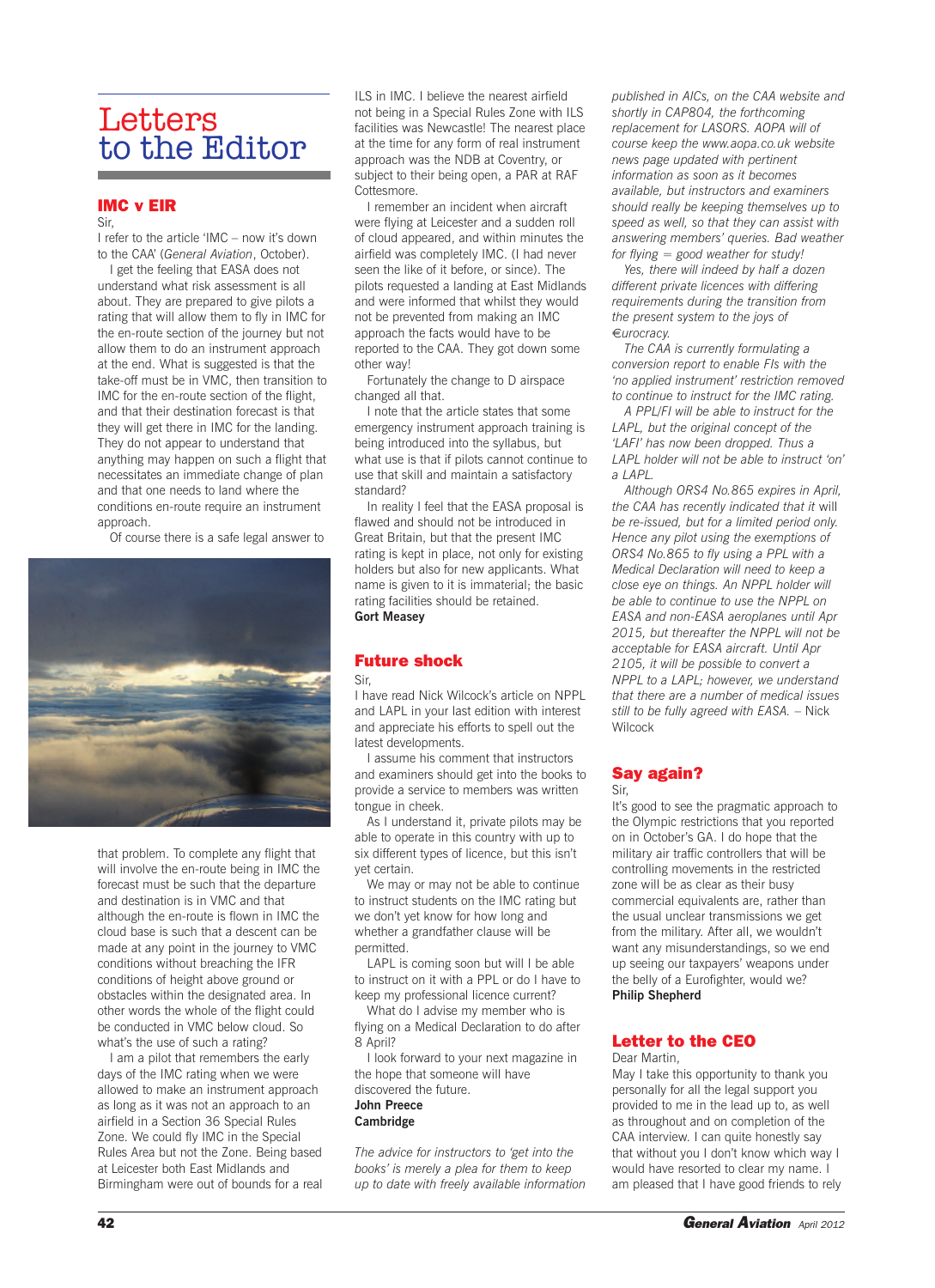# Letters to the Editor

## IMC v EIR

Sir,

I refer to the article 'IMC – now it's down to the CAA' (*General Aviation*, October).

I get the feeling that EASA does not understand what risk assessment is all about. They are prepared to give pilots a rating that will allow them to fly in IMC for the en-route section of the journey but not allow them to do an instrument approach at the end. What is suggested is that the take-off must be in VMC, then transition to IMC for the en-route section of the flight, and that their destination forecast is that they will get there in IMC for the landing. They do not appear to understand that anything may happen on such a flight that necessitates an immediate change of plan and that one needs to land where the conditions en-route require an instrument approach.

Of course there is a safe legal answer to that problem. To complete any flight that will involve the en-route being in IMC the forecast must be such that the departure and destination is in VMC and that although the en-route is flown in IMC the cloud base is such that a descent can be made at any point in the journey to VMC conditions without breaching the IFR conditions of height above ground or obstacles within the designated area. In other words the whole of the flight could be conducted in VMC below cloud. So what's the use of such a rating?

I am a pilot that remembers the early days of the IMC rating when we were allowed to make an instrument approach as long as it was not an approach to an airfield in a Section 36 Special Rules Zone. We could fly IMC in the Special Rules Area but not the Zone. Being based at Leicester both East Midlands and Birmingham were out of bounds for a real ILS in IMC. I believe the nearest airfield not being in a Special Rules Zone with ILS facilities was Newcastle! The nearest place at the time for any form of real instrument approach was the NDB at Coventry, or subject to their being open, a PAR at RAF Cottesmore.

I remember an incident when aircraft were flying at Leicester and a sudden roll of cloud appeared, and within minutes the airfield was completely IMC. (I had never seen the like of it before, or since). The pilots requested a landing at East Midlands and were informed that whilst they would not be prevented from making an IMC approach the facts would have to be reported to the CAA. They got down some other way!

Fortunately the change to D airspace changed all that.

I note that the article states that some emergency instrument approach training is being introduced into the syllabus, but what use is that if pilots cannot continue to use that skill and maintain a satisfactory standard?

In reality I feel that the EASA proposal is flawed and should not be introduced in Great Britain, but that the present IMC rating is kept in place, not only for existing holders but also for new applicants. What name is given to it is immaterial; the basic rating facilities should be retained.

**Gort Measey**

## Future shock

Sir,

I have read Nick Wilcock's article on NPPL and LAPL in your last edition with interest and appreciate his efforts to spell out the latest developments.

I assume his comment that instructors and examiners should get into the books to provide a service to members was written tongue in cheek.

As I understand it, private pilots may be able to operate in this country with up to six different types of licence, but this isn't yet certain.

We may or may not be able to continue to instruct students on the IMC rating but we don't yet know for how long and whether a grandfather clause will be permitted.

LAPL is coming soon but will I be able to instruct on it with a PPL or do I have to keep my professional licence current?

What do I advise my member who is flying on a Medical Declaration to do after 8 April?

I look forward to your next magazine in the hope that someone will have discovered the future.

**John Preece**
**Cambridge**

*The advice for instructors to 'get into the books' is merely a plea for them to keep up to date with freely available information published in AICs, on the CAA website and shortly in CAP804, the forthcoming replacement for LASORS. AOPA will of course keep the www.aopa.co.uk website news page updated with pertinent information as soon as it becomes available, but instructors and examiners should really be keeping themselves up to speed as well, so that they can assist with answering members' queries. Bad weather for flying = good weather for study!*

*Yes, there will indeed by half a dozen different private licences with differing requirements during the transition from the present system to the joys of €urocracy.*

*The CAA is currently formulating a conversion report to enable FIs with the 'no applied instrument' restriction removed to continue to instruct for the IMC rating.*

*A PPL/FI will be able to instruct for the LAPL, but the original concept of the 'LAFI' has now been dropped. Thus a LAPL holder will not be able to instruct 'on' a LAPL.*

*Although ORS4 No.865 expires in April, the CAA has recently indicated that it will be re-issued, but for a limited period only. Hence any pilot using the exemptions of ORS4 No.865 to fly using a PPL with a Medical Declaration will need to keep a close eye on things. An NPPL holder will be able to continue to use the NPPL on EASA and non-EASA aeroplanes until Apr 2015, but thereafter the NPPL will not be acceptable for EASA aircraft. Until Apr 2105, it will be possible to convert a NPPL to a LAPL; however, we understand that there are a number of medical issues still to be fully agreed with EASA.* – Nick Wilcock

## Say again?

Sir,

It's good to see the pragmatic approach to the Olympic restrictions that you reported on in October's GA. I do hope that the military air traffic controllers that will be controlling movements in the restricted zone will be as clear as their busy commercial equivalents are, rather than the usual unclear transmissions we get from the military. After all, we wouldn't want any misunderstandings, so we end up seeing our taxpayers' weapons under the belly of a Eurofighter, would we?

**Philip Shepherd**

## Letter to the CEO

Dear Martin,

May I take this opportunity to thank you personally for all the legal support you provided to me in the lead up to, as well as throughout and on completion of the CAA interview. I can quite honestly say that without you I don't know which way I would have resorted to clear my name. I am pleased that I have good friends to rely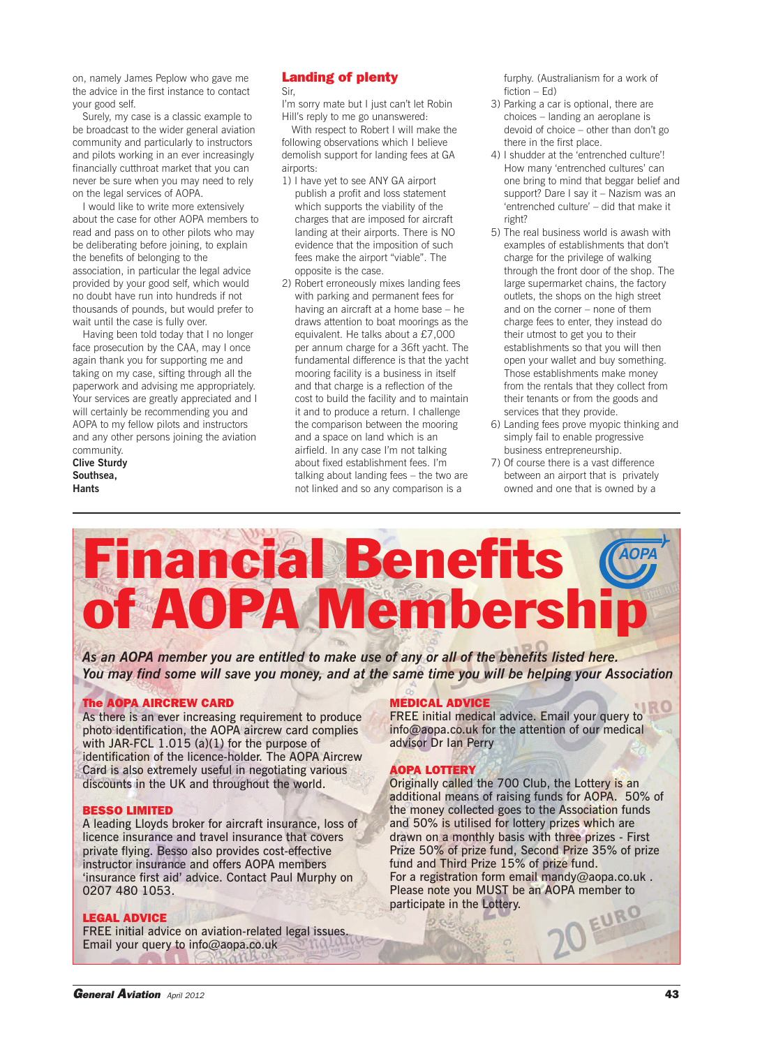on, namely James Peplow who gave me the advice in the first instance to contact your good self.

Surely, my case is a classic example to be broadcast to the wider general aviation community and particularly to instructors and pilots working in an ever increasingly financially cutthroat market that you can never be sure when you may need to rely on the legal services of AOPA.

I would like to write more extensively about the case for other AOPA members to read and pass on to other pilots who may be deliberating before joining, to explain the benefits of belonging to the association, in particular the legal advice provided by your good self, which would no doubt have run into hundreds if not thousands of pounds, but would prefer to wait until the case is fully over.

Having been told today that I no longer face prosecution by the CAA, may I once again thank you for supporting me and taking on my case, sifting through all the paperwork and advising me appropriately. Your services are greatly appreciated and I will certainly be recommending you and AOPA to my fellow pilots and instructors and any other persons joining the aviation community.

**Clive Sturdy**
**Southsea,**
**Hants**

## Landing of plenty

Sir,

I'm sorry mate but I just can't let Robin Hill's reply to me go unanswered:

With respect to Robert I will make the following observations which I believe demolish support for landing fees at GA airports:

1) I have yet to see ANY GA airport publish a profit and loss statement which supports the viability of the charges that are imposed for aircraft landing at their airports. There is NO evidence that the imposition of such fees make the airport "viable". The opposite is the case.
2) Robert erroneously mixes landing fees with parking and permanent fees for having an aircraft at a home base – he draws attention to boat moorings as the equivalent. He talks about a £7,000 per annum charge for a 36ft yacht. The fundamental difference is that the yacht mooring facility is a business in itself and that charge is a reflection of the cost to build the facility and to maintain it and to produce a return. I challenge the comparison between the mooring and a space on land which is an airfield. In any case I'm not talking about fixed establishment fees. I'm talking about landing fees – the two are not linked and so any comparison is a furphy. (Australianism for a work of fiction – Ed)
3) Parking a car is optional, there are choices – landing an aeroplane is devoid of choice – other than don't go there in the first place.
4) I shudder at the 'entrenched culture'! How many 'entrenched cultures' can one bring to mind that beggar belief and support? Dare I say it – Nazism was an 'entrenched culture' – did that make it right?
5) The real business world is awash with examples of establishments that don't charge for the privilege of walking through the front door of the shop. The large supermarket chains, the factory outlets, the shops on the high street and on the corner – none of them charge fees to enter, they instead do their utmost to get you to their establishments so that you will then open your wallet and buy something. Those establishments make money from the rentals that they collect from their tenants or from the goods and services that they provide.
6) Landing fees prove myopic thinking and simply fail to enable progressive business entrepreneurship.
7) Of course there is a vast difference between an airport that is privately owned and one that is owned by a

---

# Financial Benefits of AOPA Membership

***As an AOPA member you are entitled to make use of any or all of the benefits listed here. You may find some will save you money, and at the same time you will be helping your Association***

### The AOPA AIRCREW CARD

As there is an ever increasing requirement to produce photo identification, the AOPA aircrew card complies with JAR-FCL 1.015 (a)(1) for the purpose of identification of the licence-holder. The AOPA Aircrew Card is also extremely useful in negotiating various discounts in the UK and throughout the world.

### BESSO LIMITED

A leading Lloyds broker for aircraft insurance, loss of licence insurance and travel insurance that covers private flying. Besso also provides cost-effective instructor insurance and offers AOPA members 'insurance first aid' advice. Contact Paul Murphy on 0207 480 1053.

### LEGAL ADVICE

FREE initial advice on aviation-related legal issues. Email your query to info@aopa.co.uk

### MEDICAL ADVICE

FREE initial medical advice. Email your query to info@aopa.co.uk for the attention of our medical advisor Dr Ian Perry

### AOPA LOTTERY

Originally called the 700 Club, the Lottery is an additional means of raising funds for AOPA. 50% of the money collected goes to the Association funds and 50% is utilised for lottery prizes which are drawn on a monthly basis with three prizes - First Prize 50% of prize fund, Second Prize 35% of prize fund and Third Prize 15% of prize fund.

For a registration form email mandy@aopa.co.uk . Please note you MUST be an AOPA member to participate in the Lottery.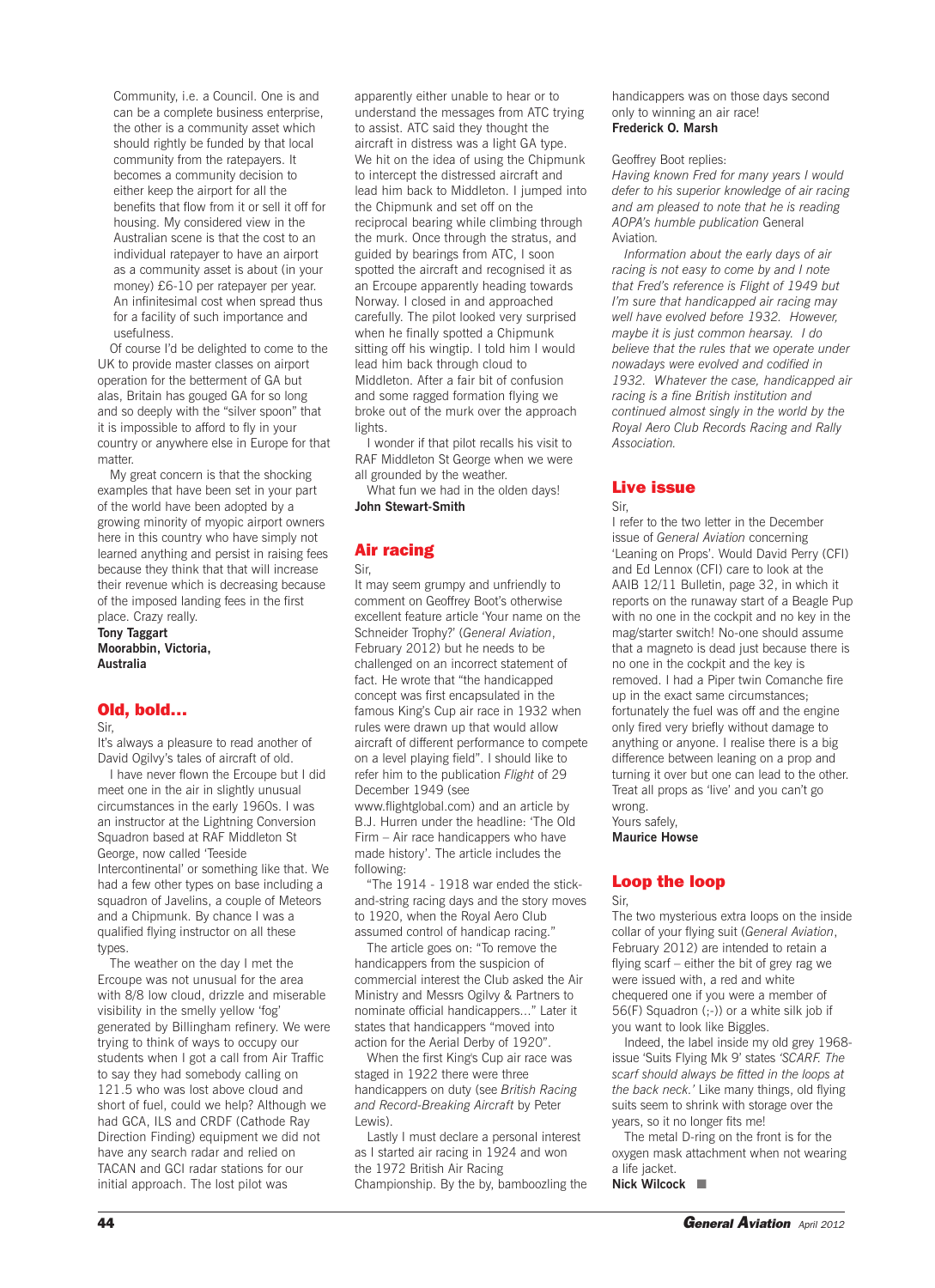Community, i.e. a Council. One is and can be a complete business enterprise, the other is a community asset which should rightly be funded by that local community from the ratepayers. It becomes a community decision to either keep the airport for all the benefits that flow from it or sell it off for housing. My considered view in the Australian scene is that the cost to an individual ratepayer to have an airport as a community asset is about (in your money) £6-10 per ratepayer per year. An infinitesimal cost when spread thus for a facility of such importance and usefulness.

Of course I'd be delighted to come to the UK to provide master classes on airport operation for the betterment of GA but alas, Britain has gouged GA for so long and so deeply with the "silver spoon" that it is impossible to afford to fly in your country or anywhere else in Europe for that matter.

My great concern is that the shocking examples that have been set in your part of the world have been adopted by a growing minority of myopic airport owners here in this country who have simply not learned anything and persist in raising fees because they think that will increase their revenue which is decreasing because of the imposed landing fees in the first place. Crazy really.

**Tony Taggart**
**Moorabbin, Victoria, Australia**

## Old, bold...

Sir,

It's always a pleasure to read another of David Ogilvy's tales of aircraft of old.

I have never flown the Ercoupe but I did meet one in the air in slightly unusual circumstances in the early 1960s. I was an instructor at the Lightning Conversion Squadron based at RAF Middleton St George, now called 'Teeside Intercontinental' or something like that. We had a few other types on base including a squadron of Javelins, a couple of Meteors and a Chipmunk. By chance I was a qualified flying instructor on all these types.

The weather on the day I met the Ercoupe was not unusual for the area with 8/8 low cloud, drizzle and miserable visibility in the smelly yellow 'fog' generated by Billingham refinery. We were trying to think of ways to occupy our students when I got a call from Air Traffic to say they had somebody calling on 121.5 who was lost above cloud and short of fuel, could we help? Although we had GCA, ILS and CRDF (Cathode Ray Direction Finding) equipment we did not have any search radar and relied on TACAN and GCI radar stations for our initial approach. The lost pilot was apparently either unable to hear or to understand the messages from ATC trying to assist. ATC said they thought the aircraft in distress was a light GA type. We hit on the idea of using the Chipmunk to intercept the distressed aircraft and lead him back to Middleton. I jumped into the Chipmunk and set off on the reciprocal bearing while climbing through the murk. Once through the stratus, and guided by bearings from ATC, I soon spotted the aircraft and recognised it as an Ercoupe apparently heading towards Norway. I closed in and approached carefully. The pilot looked very surprised when he finally spotted a Chipmunk sitting off his wingtip. I told him I would lead him back through cloud to Middleton. After a fair bit of confusion and some ragged formation flying we broke out of the murk over the approach lights.

I wonder if that pilot recalls his visit to RAF Middleton St George when we were all grounded by the weather.

What fun we had in the olden days!

**John Stewart-Smith**

## Air racing

Sir,

It may seem grumpy and unfriendly to comment on Geoffrey Boot's otherwise excellent feature article 'Your name on the Schneider Trophy?' (*General Aviation*, February 2012) but he needs to be challenged on an incorrect statement of fact. He wrote that "the handicapped concept was first encapsulated in the famous King's Cup air race in 1932 when rules were drawn up that would allow aircraft of different performance to compete on a level playing field". I should like to refer him to the publication *Flight* of 29 December 1949 (see www.flightglobal.com) and an article by B.J. Hurren under the headline: 'The Old Firm – Air race handicappers who have made history'. The article includes the following:

"The 1914 - 1918 war ended the stick-and-string racing days and the story moves to 1920, when the Royal Aero Club assumed control of handicap racing."

The article goes on: "To remove the handicappers from the suspicion of commercial interest the Club asked the Air Ministry and Messrs Ogilvy & Partners to nominate official handicappers..." Later it states that handicappers "moved into action for the Aerial Derby of 1920".

When the first King's Cup air race was staged in 1922 there were three handicappers on duty (see *British Racing and Record-Breaking Aircraft* by Peter Lewis).

Lastly I must declare a personal interest as I started air racing in 1924 and won the 1972 British Air Racing Championship. By the by, bamboozling the handicappers was on those days second only to winning an air race!

**Frederick O. Marsh**

Geoffrey Boot replies:

*Having known Fred for many years I would defer to his superior knowledge of air racing and am pleased to note that he is reading AOPA's humble publication* General Aviation*.*

*Information about the early days of air racing is not easy to come by and I note that Fred's reference is Flight of 1949 but I'm sure that handicapped air racing may well have evolved before 1932. However, maybe it is just common hearsay. I do believe that the rules that we operate under nowadays were evolved and codified in 1932. Whatever the case, handicapped air racing is a fine British institution and continued almost singly in the world by the Royal Aero Club Records Racing and Rally Association.*

## Live issue

Sir,

I refer to the two letter in the December issue of *General Aviation* concerning 'Leaning on Props'. Would David Perry (CFI) and Ed Lennox (CFI) care to look at the AAIB 12/11 Bulletin, page 32, in which it reports on the runaway start of a Beagle Pup with no one in the cockpit and no key in the mag/starter switch! No-one should assume that a magneto is dead just because there is no one in the cockpit and the key is removed. I had a Piper twin Comanche fire up in the exact same circumstances; fortunately the fuel was off and the engine only fired very briefly without damage to anything or anyone. I realise there is a big difference between leaning on a prop and turning it over but one can lead to the other. Treat all props as 'live' and you can't go wrong.

Yours safely,

**Maurice Howse**

## Loop the loop

Sir,

The two mysterious extra loops on the inside collar of your flying suit (*General Aviation*, February 2012) are intended to retain a flying scarf – either the bit of grey rag we were issued with, a red and white chequered one if you were a member of 56(F) Squadron (;-)) or a white silk job if you want to look like Biggles.

Indeed, the label inside my old grey 1968-issue 'Suits Flying Mk 9' states *'SCARF. The scarf should always be fitted in the loops at the back neck.'* Like many things, old flying suits seem to shrink with storage over the years, so it no longer fits me!

The metal D-ring on the front is for the oxygen mask attachment when not wearing a life jacket.

**Nick Wilcock**